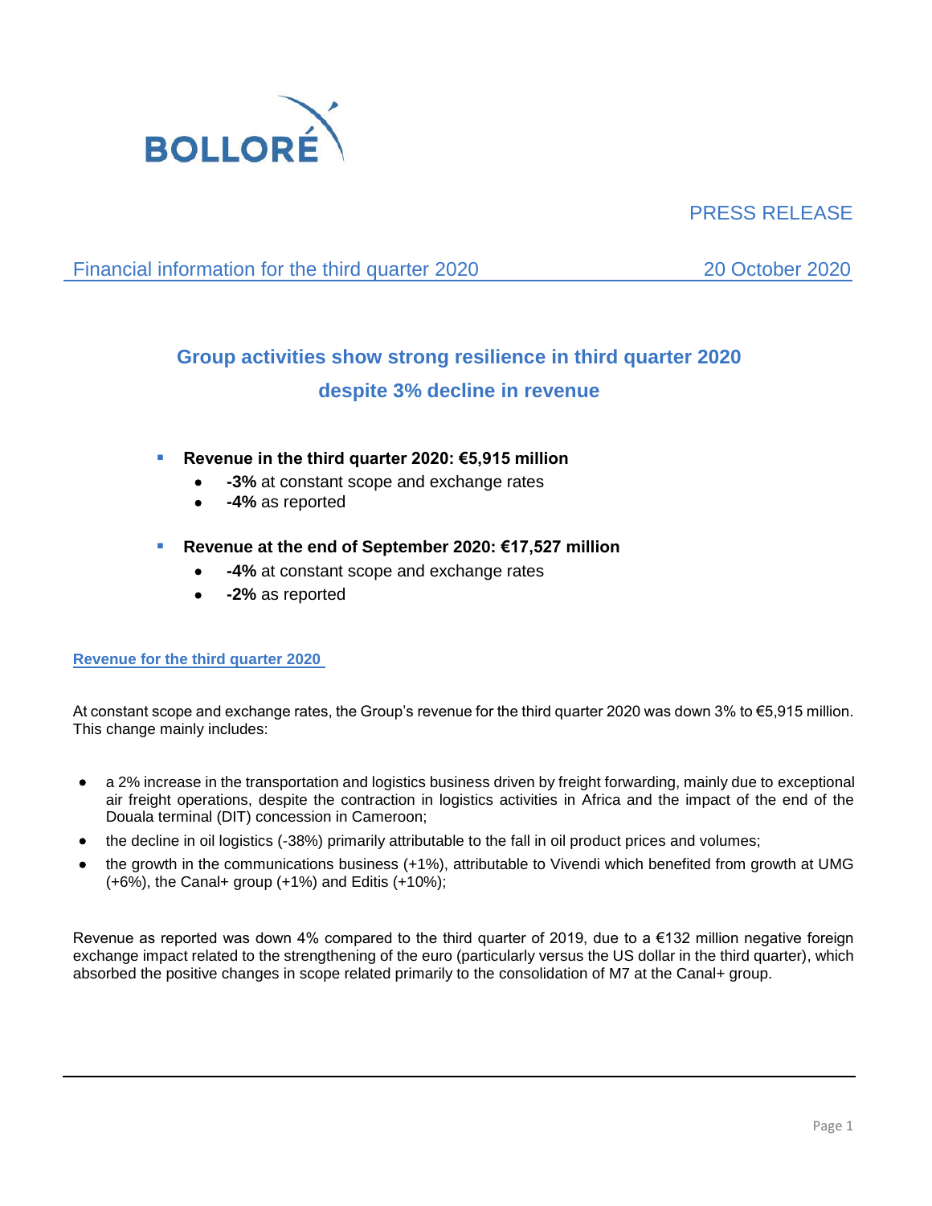BOLLORÉ

PRESS RELEASE

Financial information for the third quarter 2020 — 20 October 2020

# Group activities show strong resilience in third quarter 2020 despite 3% decline in revenue

- **Revenue in the third quarter 2020: €5,915 million**
  - **-3%** at constant scope and exchange rates
  - **-4%** as reported
- **Revenue at the end of September 2020: €17,527 million**
  - **-4%** at constant scope and exchange rates
  - **-2%** as reported

## Revenue for the third quarter 2020

At constant scope and exchange rates, the Group's revenue for the third quarter 2020 was down 3% to €5,915 million. This change mainly includes:

- a 2% increase in the transportation and logistics business driven by freight forwarding, mainly due to exceptional air freight operations, despite the contraction in logistics activities in Africa and the impact of the end of the Douala terminal (DIT) concession in Cameroon;
- the decline in oil logistics (-38%) primarily attributable to the fall in oil product prices and volumes;
- the growth in the communications business (+1%), attributable to Vivendi which benefited from growth at UMG (+6%), the Canal+ group (+1%) and Editis (+10%);

Revenue as reported was down 4% compared to the third quarter of 2019, due to a €132 million negative foreign exchange impact related to the strengthening of the euro (particularly versus the US dollar in the third quarter), which absorbed the positive changes in scope related primarily to the consolidation of M7 at the Canal+ group.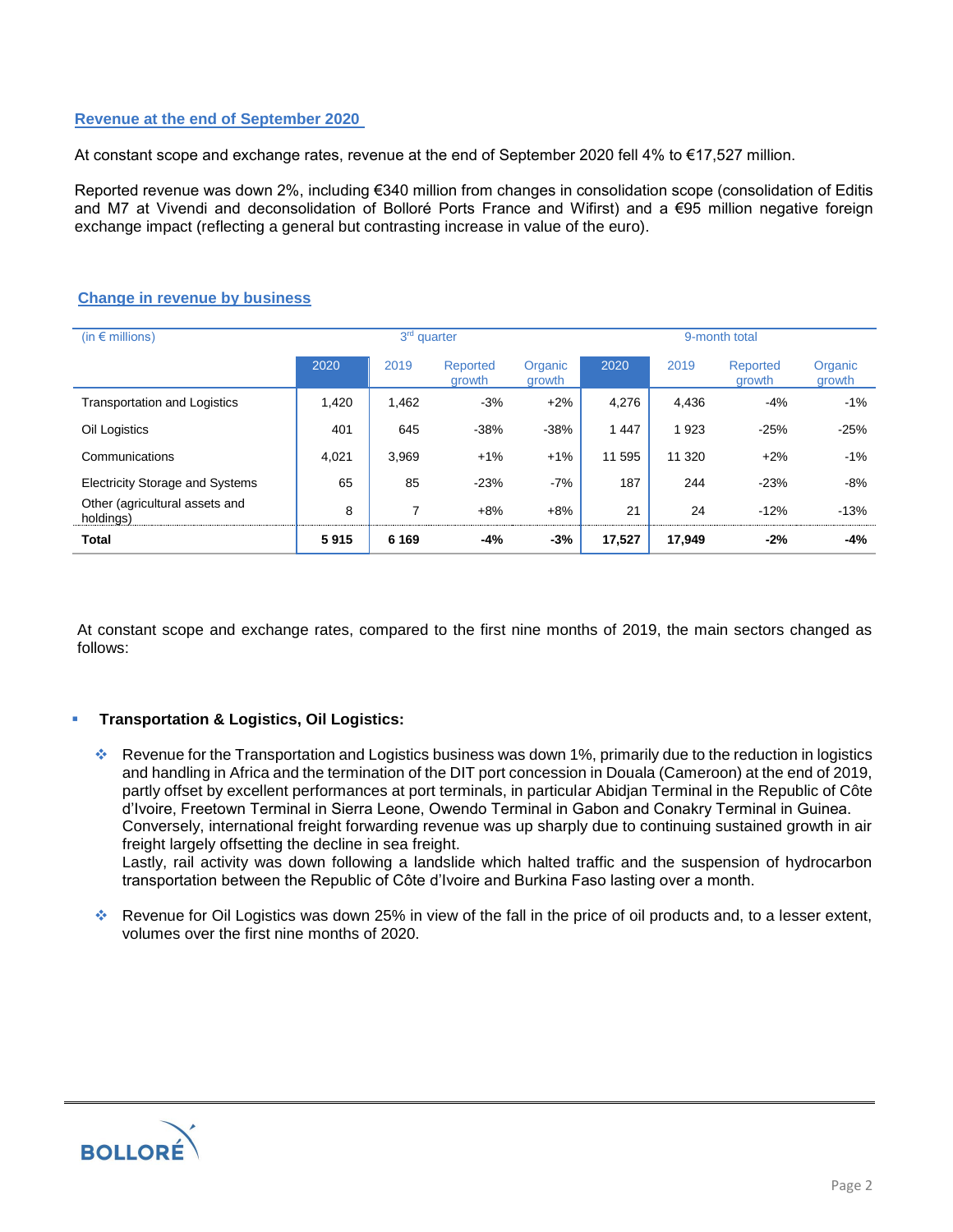## Revenue at the end of September 2020

At constant scope and exchange rates, revenue at the end of September 2020 fell 4% to €17,527 million.

Reported revenue was down 2%, including €340 million from changes in consolidation scope (consolidation of Editis and M7 at Vivendi and deconsolidation of Bolloré Ports France and Wifirst) and a €95 million negative foreign exchange impact (reflecting a general but contrasting increase in value of the euro).

## Change in revenue by business

| (in € millions) | 3rd quarter | | | | 9-month total | | | |
|---|---|---|---|---|---|---|---|---|
| | 2020 | 2019 | Reported growth | Organic growth | 2020 | 2019 | Reported growth | Organic growth |
| Transportation and Logistics | 1,420 | 1,462 | -3% | +2% | 4,276 | 4,436 | -4% | -1% |
| Oil Logistics | 401 | 645 | -38% | -38% | 1 447 | 1 923 | -25% | -25% |
| Communications | 4,021 | 3,969 | +1% | +1% | 11 595 | 11 320 | +2% | -1% |
| Electricity Storage and Systems | 65 | 85 | -23% | -7% | 187 | 244 | -23% | -8% |
| Other (agricultural assets and holdings) | 8 | 7 | +8% | +8% | 21 | 24 | -12% | -13% |
| **Total** | **5 915** | **6 169** | **-4%** | **-3%** | **17,527** | **17,949** | **-2%** | **-4%** |

At constant scope and exchange rates, compared to the first nine months of 2019, the main sectors changed as follows:

- **Transportation & Logistics, Oil Logistics:**
  - Revenue for the Transportation and Logistics business was down 1%, primarily due to the reduction in logistics and handling in Africa and the termination of the DIT port concession in Douala (Cameroon) at the end of 2019, partly offset by excellent performances at port terminals, in particular Abidjan Terminal in the Republic of Côte d'Ivoire, Freetown Terminal in Sierra Leone, Owendo Terminal in Gabon and Conakry Terminal in Guinea. Conversely, international freight forwarding revenue was up sharply due to continuing sustained growth in air freight largely offsetting the decline in sea freight.
    Lastly, rail activity was down following a landslide which halted traffic and the suspension of hydrocarbon transportation between the Republic of Côte d'Ivoire and Burkina Faso lasting over a month.
  - Revenue for Oil Logistics was down 25% in view of the fall in the price of oil products and, to a lesser extent, volumes over the first nine months of 2020.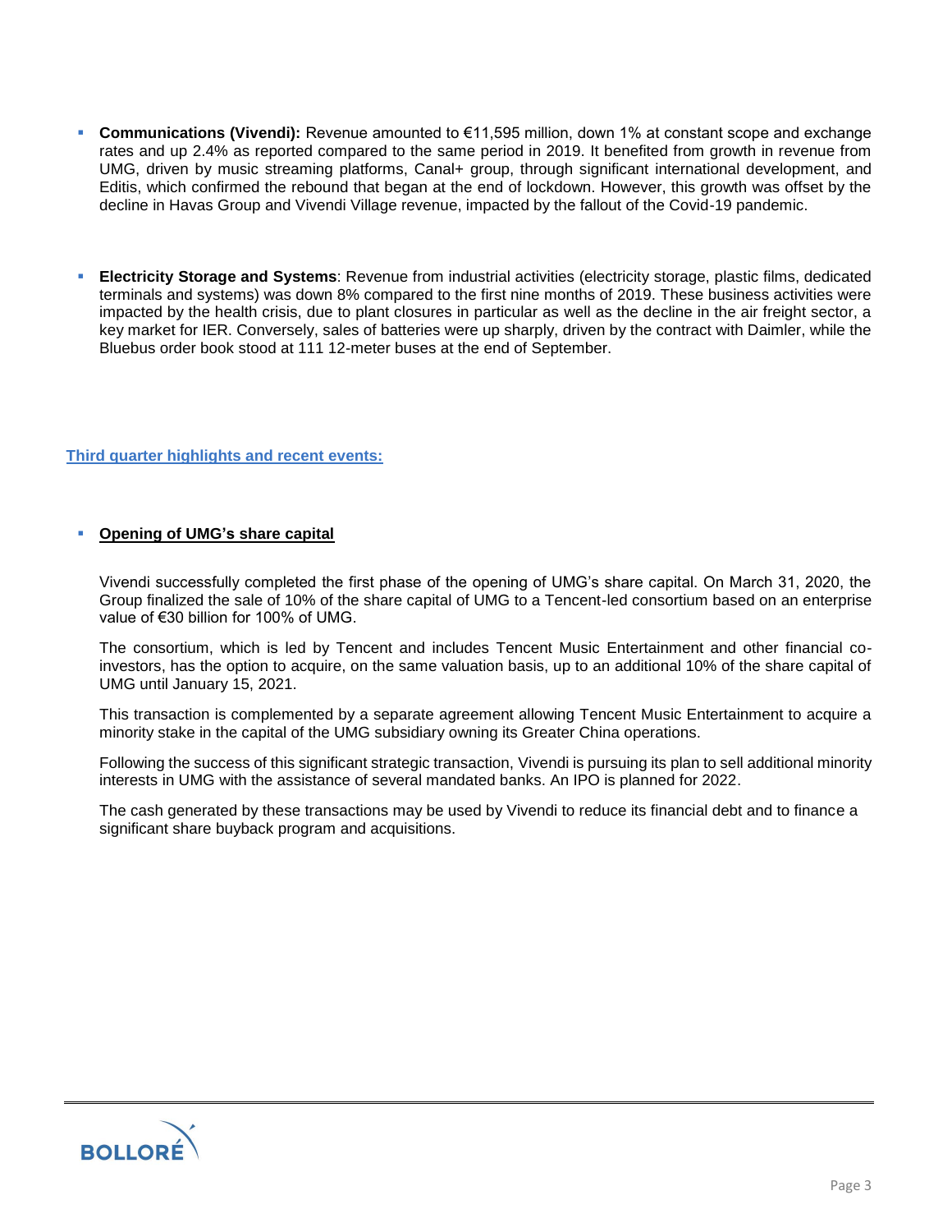- **Communications (Vivendi):** Revenue amounted to €11,595 million, down 1% at constant scope and exchange rates and up 2.4% as reported compared to the same period in 2019. It benefited from growth in revenue from UMG, driven by music streaming platforms, Canal+ group, through significant international development, and Editis, which confirmed the rebound that began at the end of lockdown. However, this growth was offset by the decline in Havas Group and Vivendi Village revenue, impacted by the fallout of the Covid-19 pandemic.

- **Electricity Storage and Systems**: Revenue from industrial activities (electricity storage, plastic films, dedicated terminals and systems) was down 8% compared to the first nine months of 2019. These business activities were impacted by the health crisis, due to plant closures in particular as well as the decline in the air freight sector, a key market for IER. Conversely, sales of batteries were up sharply, driven by the contract with Daimler, while the Bluebus order book stood at 111 12-meter buses at the end of September.

## Third quarter highlights and recent events:

- **Opening of UMG's share capital**

  Vivendi successfully completed the first phase of the opening of UMG's share capital. On March 31, 2020, the Group finalized the sale of 10% of the share capital of UMG to a Tencent-led consortium based on an enterprise value of €30 billion for 100% of UMG.

  The consortium, which is led by Tencent and includes Tencent Music Entertainment and other financial co-investors, has the option to acquire, on the same valuation basis, up to an additional 10% of the share capital of UMG until January 15, 2021.

  This transaction is complemented by a separate agreement allowing Tencent Music Entertainment to acquire a minority stake in the capital of the UMG subsidiary owning its Greater China operations.

  Following the success of this significant strategic transaction, Vivendi is pursuing its plan to sell additional minority interests in UMG with the assistance of several mandated banks. An IPO is planned for 2022.

  The cash generated by these transactions may be used by Vivendi to reduce its financial debt and to finance a significant share buyback program and acquisitions.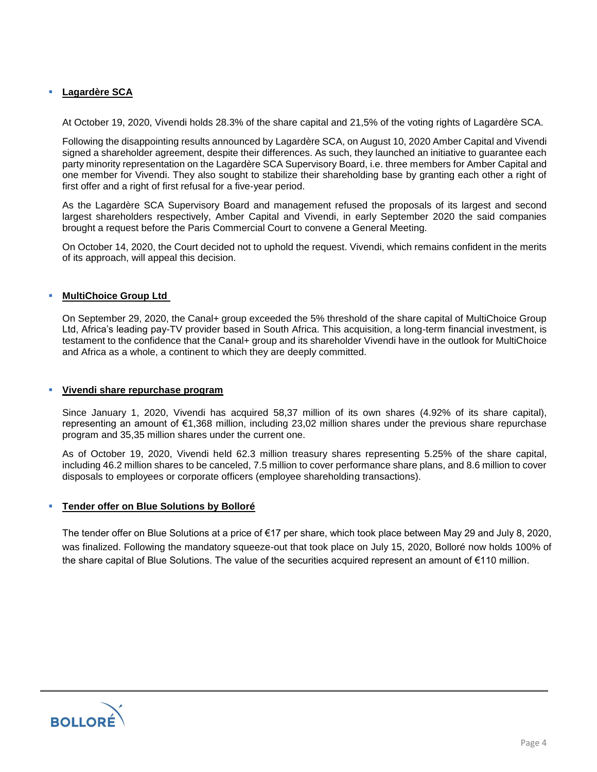- **Lagardère SCA**

At October 19, 2020, Vivendi holds 28.3% of the share capital and 21,5% of the voting rights of Lagardère SCA.

Following the disappointing results announced by Lagardère SCA, on August 10, 2020 Amber Capital and Vivendi signed a shareholder agreement, despite their differences. As such, they launched an initiative to guarantee each party minority representation on the Lagardère SCA Supervisory Board, i.e. three members for Amber Capital and one member for Vivendi. They also sought to stabilize their shareholding base by granting each other a right of first offer and a right of first refusal for a five-year period.

As the Lagardère SCA Supervisory Board and management refused the proposals of its largest and second largest shareholders respectively, Amber Capital and Vivendi, in early September 2020 the said companies brought a request before the Paris Commercial Court to convene a General Meeting.

On October 14, 2020, the Court decided not to uphold the request. Vivendi, which remains confident in the merits of its approach, will appeal this decision.

- **MultiChoice Group Ltd**

On September 29, 2020, the Canal+ group exceeded the 5% threshold of the share capital of MultiChoice Group Ltd, Africa's leading pay-TV provider based in South Africa. This acquisition, a long-term financial investment, is testament to the confidence that the Canal+ group and its shareholder Vivendi have in the outlook for MultiChoice and Africa as a whole, a continent to which they are deeply committed.

- **Vivendi share repurchase program**

Since January 1, 2020, Vivendi has acquired 58,37 million of its own shares (4.92% of its share capital), representing an amount of €1,368 million, including 23,02 million shares under the previous share repurchase program and 35,35 million shares under the current one.

As of October 19, 2020, Vivendi held 62.3 million treasury shares representing 5.25% of the share capital, including 46.2 million shares to be canceled, 7.5 million to cover performance share plans, and 8.6 million to cover disposals to employees or corporate officers (employee shareholding transactions).

- **Tender offer on Blue Solutions by Bolloré**

The tender offer on Blue Solutions at a price of €17 per share, which took place between May 29 and July 8, 2020, was finalized. Following the mandatory squeeze-out that took place on July 15, 2020, Bolloré now holds 100% of the share capital of Blue Solutions. The value of the securities acquired represent an amount of €110 million.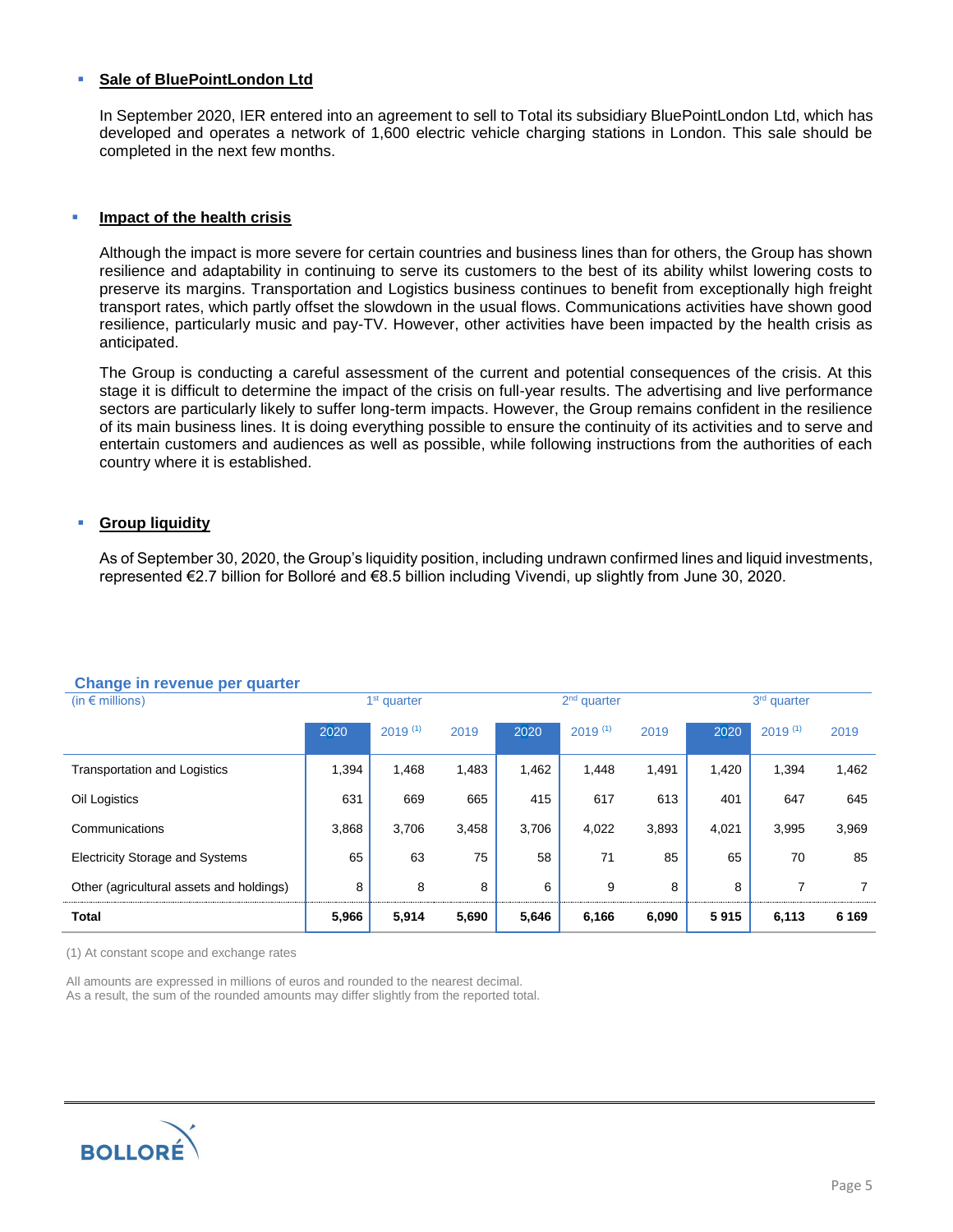- **Sale of BluePointLondon Ltd**

  In September 2020, IER entered into an agreement to sell to Total its subsidiary BluePointLondon Ltd, which has developed and operates a network of 1,600 electric vehicle charging stations in London. This sale should be completed in the next few months.

- **Impact of the health crisis**

  Although the impact is more severe for certain countries and business lines than for others, the Group has shown resilience and adaptability in continuing to serve its customers to the best of its ability whilst lowering costs to preserve its margins. Transportation and Logistics business continues to benefit from exceptionally high freight transport rates, which partly offset the slowdown in the usual flows. Communications activities have shown good resilience, particularly music and pay-TV. However, other activities have been impacted by the health crisis as anticipated.

  The Group is conducting a careful assessment of the current and potential consequences of the crisis. At this stage it is difficult to determine the impact of the crisis on full-year results. The advertising and live performance sectors are particularly likely to suffer long-term impacts. However, the Group remains confident in the resilience of its main business lines. It is doing everything possible to ensure the continuity of its activities and to serve and entertain customers and audiences as well as possible, while following instructions from the authorities of each country where it is established.

- **Group liquidity**

  As of September 30, 2020, the Group's liquidity position, including undrawn confirmed lines and liquid investments, represented €2.7 billion for Bolloré and €8.5 billion including Vivendi, up slightly from June 30, 2020.

**Change in revenue per quarter**

| (in € millions) | 1st quarter | | | 2nd quarter | | | 3rd quarter | | |
|---|---|---|---|---|---|---|---|---|---|
| | 2020 | 2019 (1) | 2019 | 2020 | 2019 (1) | 2019 | 2020 | 2019 (1) | 2019 |
| Transportation and Logistics | 1,394 | 1,468 | 1,483 | 1,462 | 1,448 | 1,491 | 1,420 | 1,394 | 1,462 |
| Oil Logistics | 631 | 669 | 665 | 415 | 617 | 613 | 401 | 647 | 645 |
| Communications | 3,868 | 3,706 | 3,458 | 3,706 | 4,022 | 3,893 | 4,021 | 3,995 | 3,969 |
| Electricity Storage and Systems | 65 | 63 | 75 | 58 | 71 | 85 | 65 | 70 | 85 |
| Other (agricultural assets and holdings) | 8 | 8 | 8 | 6 | 9 | 8 | 8 | 7 | 7 |
| **Total** | **5,966** | **5,914** | **5,690** | **5,646** | **6,166** | **6,090** | **5 915** | **6,113** | **6 169** |

(1) At constant scope and exchange rates

All amounts are expressed in millions of euros and rounded to the nearest decimal.
As a result, the sum of the rounded amounts may differ slightly from the reported total.